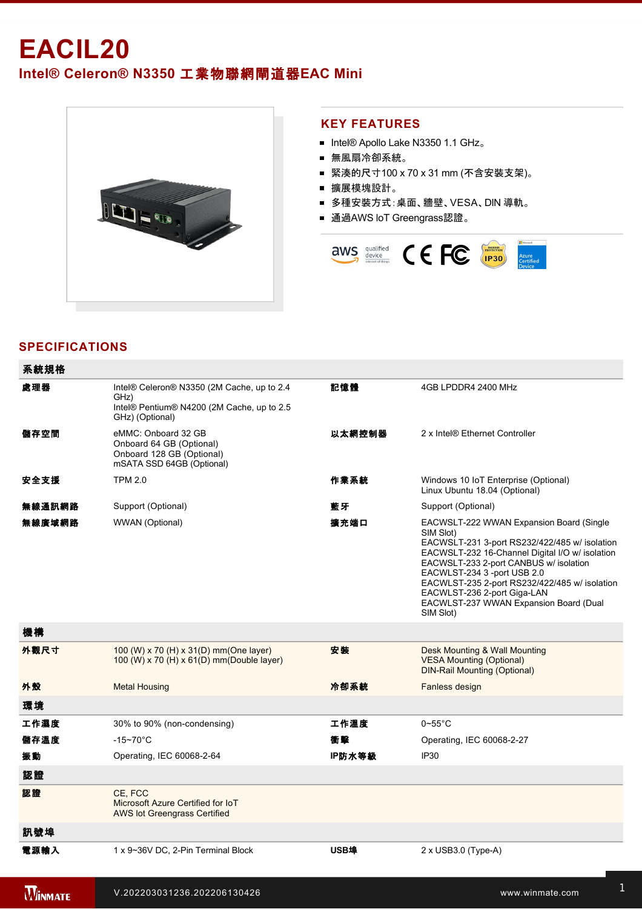# EACIL20

## Intel® Celeron® N3350 工業物聯網閘道器EAC Mini

## KEY FEATURES

- Intel® Apollo Lake N3350 1.1 GHz。
- 無風扇冷卻系統。
- 緊湊的尺寸100 x 70 x 31 mm (不含安裝支架)。
- 擴展模塊設計。
- 多種安裝方式：桌面、牆壁、VESA、DIN 導軌。
- 通過AWS IoT Greengrass認證。

## SPECIFICATIONS

| 系統規格 | | | |
|---|---|---|---|
| **處理器** | Intel® Celeron® N3350 (2M Cache, up to 2.4 GHz)<br>Intel® Pentium® N4200 (2M Cache, up to 2.5 GHz) (Optional) | **記憶體** | 4GB LPDDR4 2400 MHz |
| **儲存空間** | eMMC: Onboard 32 GB<br>Onboard 64 GB (Optional)<br>Onboard 128 GB (Optional)<br>mSATA SSD 64GB (Optional) | **以太網控制器** | 2 x Intel® Ethernet Controller |
| **安全支援** | TPM 2.0 | **作業系統** | Windows 10 IoT Enterprise (Optional)<br>Linux Ubuntu 18.04 (Optional) |
| **無線通訊網路** | Support (Optional) | **藍牙** | Support (Optional) |
| **無線廣域網路** | WWAN (Optional) | **擴充端口** | EACWSLT-222 WWAN Expansion Board (Single SIM Slot)<br>EACWSLT-231 3-port RS232/422/485 w/ isolation<br>EACWSLT-232 16-Channel Digital I/O w/ isolation<br>EACWSLT-233 2-port CANBUS w/ isolation<br>EACWLST-234 3 -port USB 2.0<br>EACWLST-235 2-port RS232/422/485 w/ isolation<br>EACWLST-236 2-port Giga-LAN<br>EACWLST-237 WWAN Expansion Board (Dual SIM Slot) |
| **機構** | | | |
| **外觀尺寸** | 100 (W) x 70 (H) x 31(D) mm(One layer)<br>100 (W) x 70 (H) x 61(D) mm(Double layer) | **安裝** | Desk Mounting & Wall Mounting<br>VESA Mounting (Optional)<br>DIN-Rail Mounting (Optional) |
| **外殼** | Metal Housing | **冷卻系統** | Fanless design |
| **環境** | | | |
| **工作濕度** | 30% to 90% (non-condensing) | **工作溫度** | 0~55°C |
| **儲存溫度** | -15~70°C | **衝擊** | Operating, IEC 60068-2-27 |
| **振動** | Operating, IEC 60068-2-64 | **IP防水等級** | IP30 |
| **認證** | | | |
| **認證** | CE, FCC<br>Microsoft Azure Certified for IoT<br>AWS lot Greengrass Certified | | |
| **訊號埠** | | | |
| **電源輸入** | 1 x 9~36V DC, 2-Pin Terminal Block | **USB埠** | 2 x USB3.0 (Type-A) |

V.202203031236.202206130426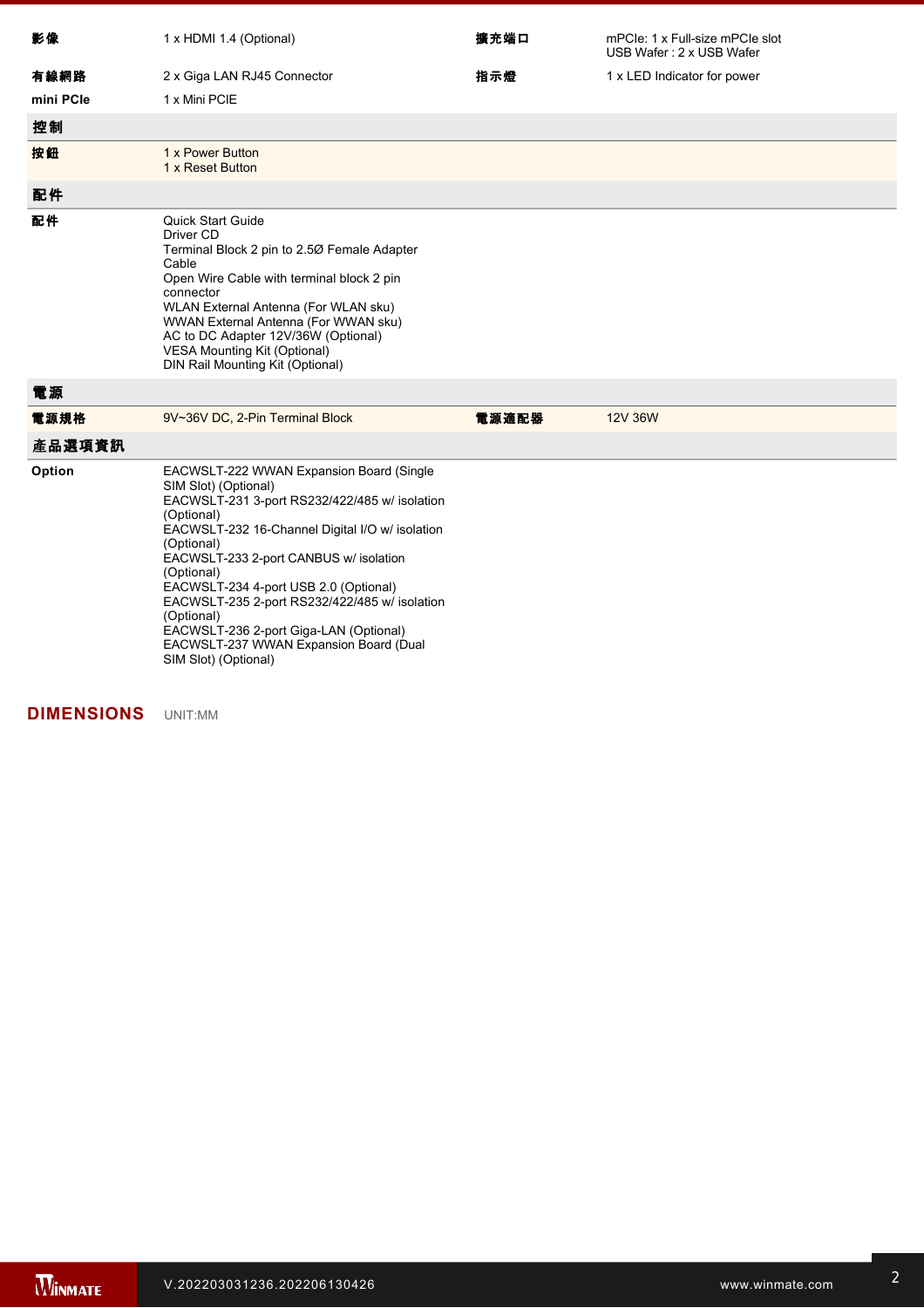| | | | |
|---|---|---|---|
| 影像 | 1 x HDMI 1.4 (Optional) | 擴充端口 | mPCIe: 1 x Full-size mPCIe slot<br>USB Wafer : 2 x USB Wafer |
| 有線網路 | 2 x Giga LAN RJ45 Connector | 指示燈 | 1 x LED Indicator for power |
| mini PCIe | 1 x Mini PCIE | | |

## 控制

| | |
|---|---|
| 按鈕 | 1 x Power Button<br>1 x Reset Button |

## 配件

| | |
|---|---|
| 配件 | Quick Start Guide<br>Driver CD<br>Terminal Block 2 pin to 2.5Ø Female Adapter Cable<br>Open Wire Cable with terminal block 2 pin connector<br>WLAN External Antenna (For WLAN sku)<br>WWAN External Antenna (For WWAN sku)<br>AC to DC Adapter 12V/36W (Optional)<br>VESA Mounting Kit (Optional)<br>DIN Rail Mounting Kit (Optional) |

## 電源

| | | | |
|---|---|---|---|
| 電源規格 | 9V~36V DC, 2-Pin Terminal Block | 電源適配器 | 12V 36W |

## 產品選項資訊

| | |
|---|---|
| Option | EACWSLT-222 WWAN Expansion Board (Single SIM Slot) (Optional)<br>EACWSLT-231 3-port RS232/422/485 w/ isolation (Optional)<br>EACWSLT-232 16-Channel Digital I/O w/ isolation (Optional)<br>EACWSLT-233 2-port CANBUS w/ isolation (Optional)<br>EACWSLT-234 4-port USB 2.0 (Optional)<br>EACWSLT-235 2-port RS232/422/485 w/ isolation (Optional)<br>EACWSLT-236 2-port Giga-LAN (Optional)<br>EACWSLT-237 WWAN Expansion Board (Dual SIM Slot) (Optional) |

## DIMENSIONS

UNIT:MM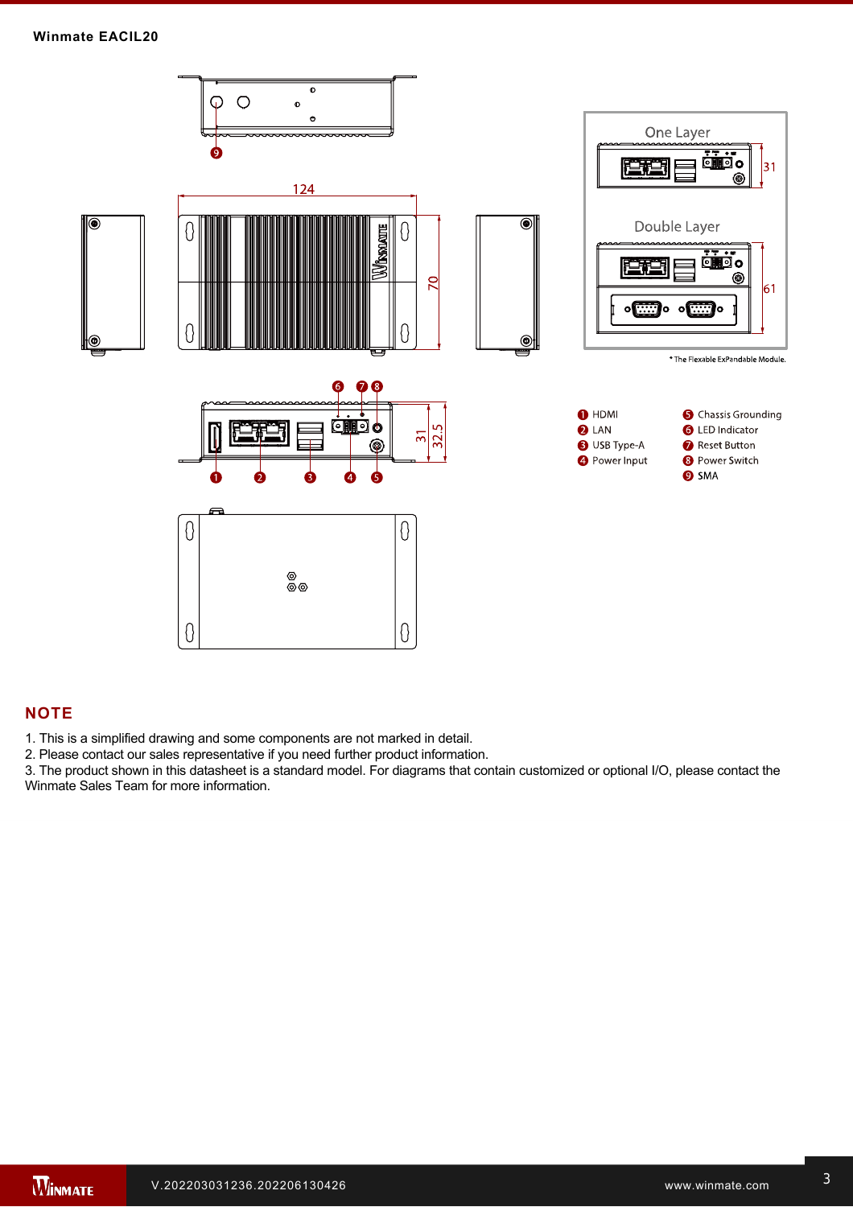**Winmate EACIL20**

124

70

31

32.5

One Layer

31

Double Layer

61

* The Flexable ExPandable Module.

1 HDMI
2 LAN
3 USB Type-A
4 Power Input
5 Chassis Grounding
6 LED Indicator
7 Reset Button
8 Power Switch
9 SMA

## NOTE

1. This is a simplified drawing and some components are not marked in detail.
2. Please contact our sales representative if you need further product information.
3. The product shown in this datasheet is a standard model. For diagrams that contain customized or optional I/O, please contact the Winmate Sales Team for more information.